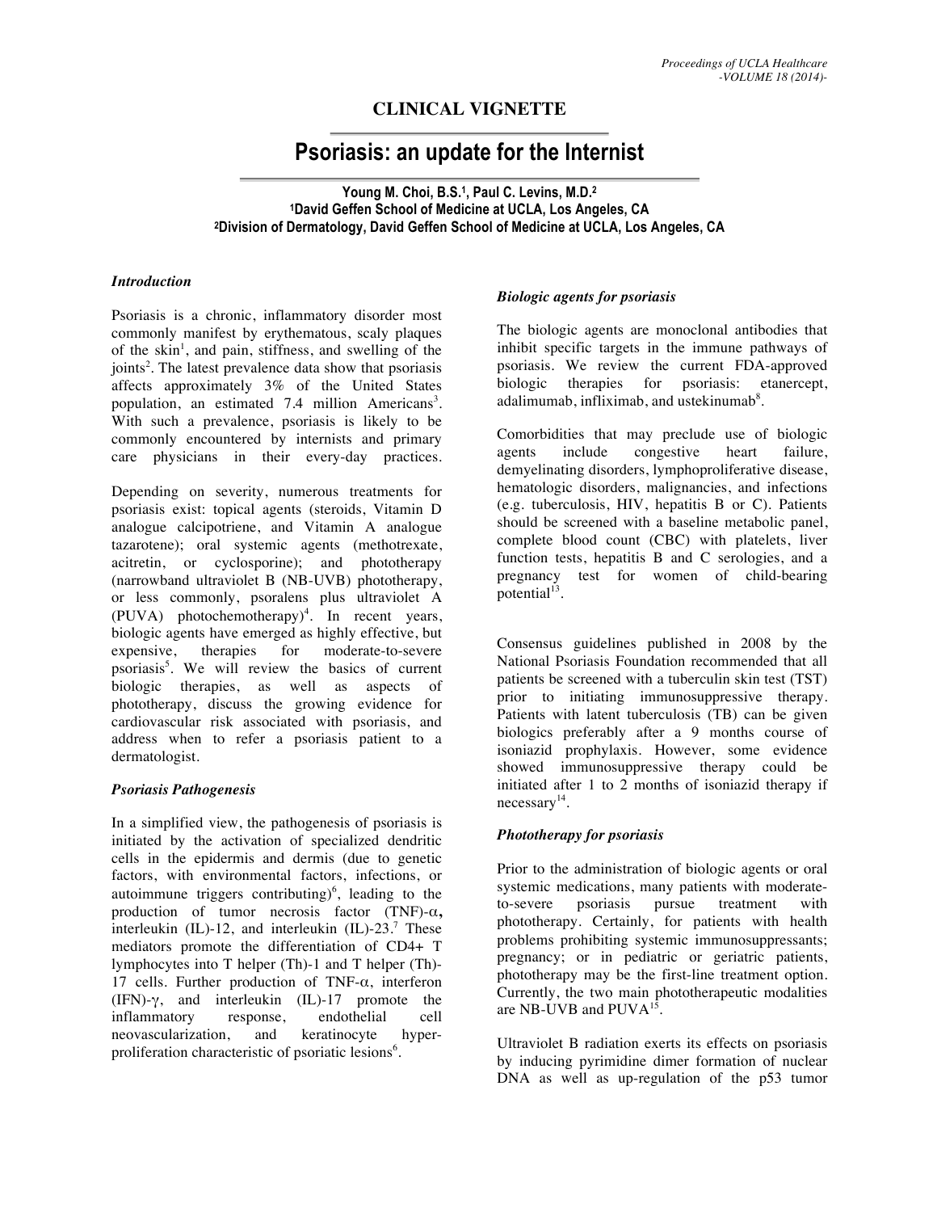## CLINICAL VIGNETTE

# Psoriasis: an update for the Internist

**Young M. Choi, B.S.[1], Paul C. Levins, M.D.[2]**
**[1]David Geffen School of Medicine at UCLA, Los Angeles, CA**
**[2]Division of Dermatology, David Geffen School of Medicine at UCLA, Los Angeles, CA**

### *Introduction*

Psoriasis is a chronic, inflammatory disorder most commonly manifest by erythematous, scaly plaques of the skin[1], and pain, stiffness, and swelling of the joints[2]. The latest prevalence data show that psoriasis affects approximately 3% of the United States population, an estimated 7.4 million Americans[3]. With such a prevalence, psoriasis is likely to be commonly encountered by internists and primary care physicians in their every-day practices.

Depending on severity, numerous treatments for psoriasis exist: topical agents (steroids, Vitamin D analogue calcipotriene, and Vitamin A analogue tazarotene); oral systemic agents (methotrexate, acitretin, or cyclosporine); and phototherapy (narrowband ultraviolet B (NB-UVB) phototherapy, or less commonly, psoralens plus ultraviolet A (PUVA) photochemotherapy)[4]. In recent years, biologic agents have emerged as highly effective, but expensive, therapies for moderate-to-severe psoriasis[5]. We will review the basics of current biologic therapies, as well as aspects of phototherapy, discuss the growing evidence for cardiovascular risk associated with psoriasis, and address when to refer a psoriasis patient to a dermatologist.

### *Psoriasis Pathogenesis*

In a simplified view, the pathogenesis of psoriasis is initiated by the activation of specialized dendritic cells in the epidermis and dermis (due to genetic factors, with environmental factors, infections, or autoimmune triggers contributing)[6], leading to the production of tumor necrosis factor (TNF)-α, interleukin (IL)-12, and interleukin (IL)-23.[7] These mediators promote the differentiation of CD4+ T lymphocytes into T helper (Th)-1 and T helper (Th)-17 cells. Further production of TNF-α, interferon (IFN)-γ, and interleukin (IL)-17 promote the inflammatory response, endothelial cell neovascularization, and keratinocyte hyper-proliferation characteristic of psoriatic lesions[6].

### *Biologic agents for psoriasis*

The biologic agents are monoclonal antibodies that inhibit specific targets in the immune pathways of psoriasis. We review the current FDA-approved biologic therapies for psoriasis: etanercept, adalimumab, infliximab, and ustekinumab[8].

Comorbidities that may preclude use of biologic agents include congestive heart failure, demyelinating disorders, lymphoproliferative disease, hematologic disorders, malignancies, and infections (e.g. tuberculosis, HIV, hepatitis B or C). Patients should be screened with a baseline metabolic panel, complete blood count (CBC) with platelets, liver function tests, hepatitis B and C serologies, and a pregnancy test for women of child-bearing potential[13].

Consensus guidelines published in 2008 by the National Psoriasis Foundation recommended that all patients be screened with a tuberculin skin test (TST) prior to initiating immunosuppressive therapy. Patients with latent tuberculosis (TB) can be given biologics preferably after a 9 months course of isoniazid prophylaxis. However, some evidence showed immunosuppressive therapy could be initiated after 1 to 2 months of isoniazid therapy if necessary[14].

### *Phototherapy for psoriasis*

Prior to the administration of biologic agents or oral systemic medications, many patients with moderate-to-severe psoriasis pursue treatment with phototherapy. Certainly, for patients with health problems prohibiting systemic immunosuppressants; pregnancy; or in pediatric or geriatric patients, phototherapy may be the first-line treatment option. Currently, the two main phototherapeutic modalities are NB-UVB and PUVA[15].

Ultraviolet B radiation exerts its effects on psoriasis by inducing pyrimidine dimer formation of nuclear DNA as well as up-regulation of the p53 tumor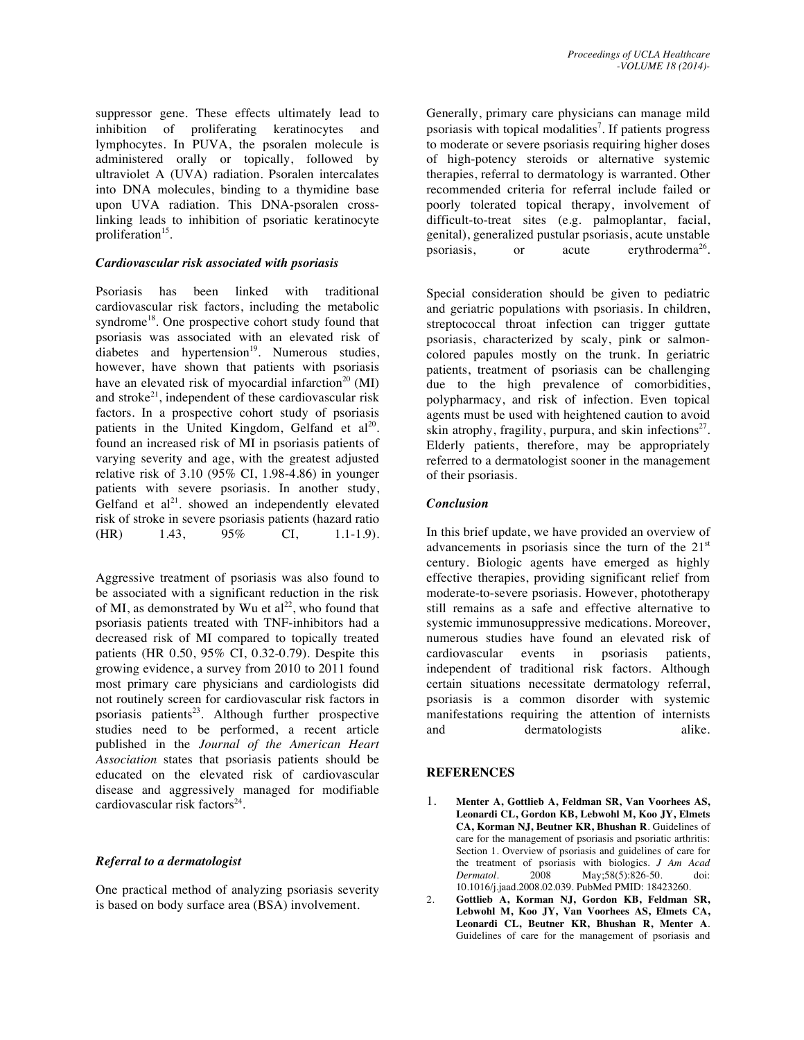suppressor gene. These effects ultimately lead to inhibition of proliferating keratinocytes and lymphocytes. In PUVA, the psoralen molecule is administered orally or topically, followed by ultraviolet A (UVA) radiation. Psoralen intercalates into DNA molecules, binding to a thymidine base upon UVA radiation. This DNA-psoralen cross-linking leads to inhibition of psoriatic keratinocyte proliferation[15].

### *Cardiovascular risk associated with psoriasis*

Psoriasis has been linked with traditional cardiovascular risk factors, including the metabolic syndrome[18]. One prospective cohort study found that psoriasis was associated with an elevated risk of diabetes and hypertension[19]. Numerous studies, however, have shown that patients with psoriasis have an elevated risk of myocardial infarction[20] (MI) and stroke[21], independent of these cardiovascular risk factors. In a prospective cohort study of psoriasis patients in the United Kingdom, Gelfand et al[20]. found an increased risk of MI in psoriasis patients of varying severity and age, with the greatest adjusted relative risk of 3.10 (95% CI, 1.98-4.86) in younger patients with severe psoriasis. In another study, Gelfand et al[21]. showed an independently elevated risk of stroke in severe psoriasis patients (hazard ratio (HR) 1.43, 95% CI, 1.1-1.9).

Aggressive treatment of psoriasis was also found to be associated with a significant reduction in the risk of MI, as demonstrated by Wu et al[22], who found that psoriasis patients treated with TNF-inhibitors had a decreased risk of MI compared to topically treated patients (HR 0.50, 95% CI, 0.32-0.79). Despite this growing evidence, a survey from 2010 to 2011 found most primary care physicians and cardiologists did not routinely screen for cardiovascular risk factors in psoriasis patients[23]. Although further prospective studies need to be performed, a recent article published in the *Journal of the American Heart Association* states that psoriasis patients should be educated on the elevated risk of cardiovascular disease and aggressively managed for modifiable cardiovascular risk factors[24].

### *Referral to a dermatologist*

One practical method of analyzing psoriasis severity is based on body surface area (BSA) involvement.

Generally, primary care physicians can manage mild psoriasis with topical modalities[7]. If patients progress to moderate or severe psoriasis requiring higher doses of high-potency steroids or alternative systemic therapies, referral to dermatology is warranted. Other recommended criteria for referral include failed or poorly tolerated topical therapy, involvement of difficult-to-treat sites (e.g. palmoplantar, facial, genital), generalized pustular psoriasis, acute unstable psoriasis, or acute erythroderma[26].

Special consideration should be given to pediatric and geriatric populations with psoriasis. In children, streptococcal throat infection can trigger guttate psoriasis, characterized by scaly, pink or salmon-colored papules mostly on the trunk. In geriatric patients, treatment of psoriasis can be challenging due to the high prevalence of comorbidities, polypharmacy, and risk of infection. Even topical agents must be used with heightened caution to avoid skin atrophy, fragility, purpura, and skin infections[27]. Elderly patients, therefore, may be appropriately referred to a dermatologist sooner in the management of their psoriasis.

### *Conclusion*

In this brief update, we have provided an overview of advancements in psoriasis since the turn of the 21st century. Biologic agents have emerged as highly effective therapies, providing significant relief from moderate-to-severe psoriasis. However, phototherapy still remains as a safe and effective alternative to systemic immunosuppressive medications. Moreover, numerous studies have found an elevated risk of cardiovascular events in psoriasis patients, independent of traditional risk factors. Although certain situations necessitate dermatology referral, psoriasis is a common disorder with systemic manifestations requiring the attention of internists and dermatologists alike.

## REFERENCES

1. **Menter A, Gottlieb A, Feldman SR, Van Voorhees AS, Leonardi CL, Gordon KB, Lebwohl M, Koo JY, Elmets CA, Korman NJ, Beutner KR, Bhushan R**. Guidelines of care for the management of psoriasis and psoriatic arthritis: Section 1. Overview of psoriasis and guidelines of care for the treatment of psoriasis with biologics. *J Am Acad Dermatol*. 2008 May;58(5):826-50. doi: 10.1016/j.jaad.2008.02.039. PubMed PMID: 18423260.
2. **Gottlieb A, Korman NJ, Gordon KB, Feldman SR, Lebwohl M, Koo JY, Van Voorhees AS, Elmets CA, Leonardi CL, Beutner KR, Bhushan R, Menter A**. Guidelines of care for the management of psoriasis and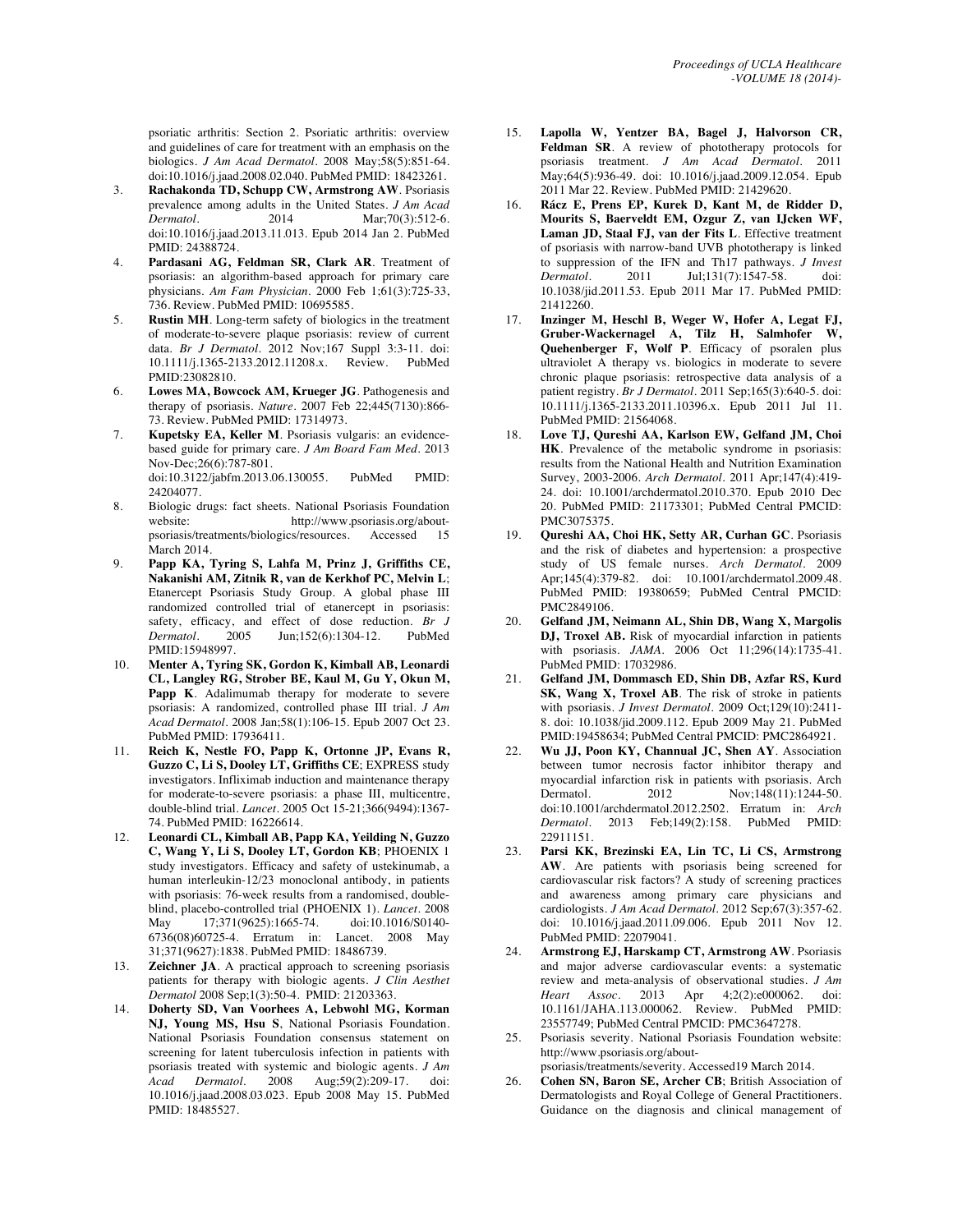psoriatic arthritis: Section 2. Psoriatic arthritis: overview and guidelines of care for treatment with an emphasis on the biologics. *J Am Acad Dermatol*. 2008 May;58(5):851-64. doi:10.1016/j.jaad.2008.02.040. PubMed PMID: 18423261.

3. **Rachakonda TD, Schupp CW, Armstrong AW**. Psoriasis prevalence among adults in the United States. *J Am Acad Dermatol*. 2014 Mar;70(3):512-6. doi:10.1016/j.jaad.2013.11.013. Epub 2014 Jan 2. PubMed PMID: 24388724.
4. **Pardasani AG, Feldman SR, Clark AR**. Treatment of psoriasis: an algorithm-based approach for primary care physicians. *Am Fam Physician*. 2000 Feb 1;61(3):725-33, 736. Review. PubMed PMID: 10695585.
5. **Rustin MH**. Long-term safety of biologics in the treatment of moderate-to-severe plaque psoriasis: review of current data. *Br J Dermatol*. 2012 Nov;167 Suppl 3:3-11. doi: 10.1111/j.1365-2133.2012.11208.x. Review. PubMed PMID:23082810.
6. **Lowes MA, Bowcock AM, Krueger JG**. Pathogenesis and therapy of psoriasis. *Nature*. 2007 Feb 22;445(7130):866-73. Review. PubMed PMID: 17314973.
7. **Kupetsky EA, Keller M**. Psoriasis vulgaris: an evidence-based guide for primary care. *J Am Board Fam Med*. 2013 Nov-Dec;26(6):787-801. doi:10.3122/jabfm.2013.06.130055. PubMed PMID: 24204077.
8. Biologic drugs: fact sheets. National Psoriasis Foundation website: http://www.psoriasis.org/about-psoriasis/treatments/biologics/resources. Accessed 15 March 2014.
9. **Papp KA, Tyring S, Lahfa M, Prinz J, Griffiths CE, Nakanishi AM, Zitnik R, van de Kerkhof PC, Melvin L**; Etanercept Psoriasis Study Group. A global phase III randomized controlled trial of etanercept in psoriasis: safety, efficacy, and effect of dose reduction. *Br J Dermatol*. 2005 Jun;152(6):1304-12. PubMed PMID:15948997.
10. **Menter A, Tyring SK, Gordon K, Kimball AB, Leonardi CL, Langley RG, Strober BE, Kaul M, Gu Y, Okun M, Papp K**. Adalimumab therapy for moderate to severe psoriasis: A randomized, controlled phase III trial. *J Am Acad Dermatol*. 2008 Jan;58(1):106-15. Epub 2007 Oct 23. PubMed PMID: 17936411.
11. **Reich K, Nestle FO, Papp K, Ortonne JP, Evans R, Guzzo C, Li S, Dooley LT, Griffiths CE**; EXPRESS study investigators. Infliximab induction and maintenance therapy for moderate-to-severe psoriasis: a phase III, multicentre, double-blind trial. *Lancet*. 2005 Oct 15-21;366(9494):1367-74. PubMed PMID: 16226614.
12. **Leonardi CL, Kimball AB, Papp KA, Yeilding N, Guzzo C, Wang Y, Li S, Dooley LT, Gordon KB**; PHOENIX 1 study investigators. Efficacy and safety of ustekinumab, a human interleukin-12/23 monoclonal antibody, in patients with psoriasis: 76-week results from a randomised, double-blind, placebo-controlled trial (PHOENIX 1). *Lancet*. 2008 May 17;371(9625):1665-74. doi:10.1016/S0140-6736(08)60725-4. Erratum in: Lancet. 2008 May 31;371(9627):1838. PubMed PMID: 18486739.
13. **Zeichner JA**. A practical approach to screening psoriasis patients for therapy with biologic agents. *J Clin Aesthet Dermatol* 2008 Sep;1(3):50-4. PMID: 21203363.
14. **Doherty SD, Van Voorhees A, Lebwohl MG, Korman NJ, Young MS, Hsu S**, National Psoriasis Foundation. National Psoriasis Foundation consensus statement on screening for latent tuberculosis infection in patients with psoriasis treated with systemic and biologic agents. *J Am Acad Dermatol*. 2008 Aug;59(2):209-17. doi: 10.1016/j.jaad.2008.03.023. Epub 2008 May 15. PubMed PMID: 18485527.
15. **Lapolla W, Yentzer BA, Bagel J, Halvorson CR, Feldman SR**. A review of phototherapy protocols for psoriasis treatment. *J Am Acad Dermatol*. 2011 May;64(5):936-49. doi: 10.1016/j.jaad.2009.12.054. Epub 2011 Mar 22. Review. PubMed PMID: 21429620.
16. **Rácz E, Prens EP, Kurek D, Kant M, de Ridder D, Mourits S, Baerveldt EM, Ozgur Z, van IJcken WF, Laman JD, Staal FJ, van der Fits L**. Effective treatment of psoriasis with narrow-band UVB phototherapy is linked to suppression of the IFN and Th17 pathways. *J Invest Dermatol*. 2011 Jul;131(7):1547-58. doi: 10.1038/jid.2011.53. Epub 2011 Mar 17. PubMed PMID: 21412260.
17. **Inzinger M, Heschl B, Weger W, Hofer A, Legat FJ, Gruber-Wackernagel A, Tilz H, Salmhofer W, Quehenberger F, Wolf P**. Efficacy of psoralen plus ultraviolet A therapy vs. biologics in moderate to severe chronic plaque psoriasis: retrospective data analysis of a patient registry. *Br J Dermatol*. 2011 Sep;165(3):640-5. doi: 10.1111/j.1365-2133.2011.10396.x. Epub 2011 Jul 11. PubMed PMID: 21564068.
18. **Love TJ, Qureshi AA, Karlson EW, Gelfand JM, Choi HK**. Prevalence of the metabolic syndrome in psoriasis: results from the National Health and Nutrition Examination Survey, 2003-2006. *Arch Dermatol*. 2011 Apr;147(4):419-24. doi: 10.1001/archdermatol.2010.370. Epub 2010 Dec 20. PubMed PMID: 21173301; PubMed Central PMCID: PMC3075375.
19. **Qureshi AA, Choi HK, Setty AR, Curhan GC**. Psoriasis and the risk of diabetes and hypertension: a prospective study of US female nurses. *Arch Dermatol*. 2009 Apr;145(4):379-82. doi: 10.1001/archdermatol.2009.48. PubMed PMID: 19380659; PubMed Central PMCID: PMC2849106.
20. **Gelfand JM, Neimann AL, Shin DB, Wang X, Margolis DJ, Troxel AB.** Risk of myocardial infarction in patients with psoriasis. *JAMA*. 2006 Oct 11;296(14):1735-41. PubMed PMID: 17032986.
21. **Gelfand JM, Dommasch ED, Shin DB, Azfar RS, Kurd SK, Wang X, Troxel AB**. The risk of stroke in patients with psoriasis. *J Invest Dermatol*. 2009 Oct;129(10):2411-8. doi: 10.1038/jid.2009.112. Epub 2009 May 21. PubMed PMID:19458634; PubMed Central PMCID: PMC2864921.
22. **Wu JJ, Poon KY, Channual JC, Shen AY**. Association between tumor necrosis factor inhibitor therapy and myocardial infarction risk in patients with psoriasis. Arch Dermatol. 2012 Nov;148(11):1244-50. doi:10.1001/archdermatol.2012.2502. Erratum in: *Arch Dermatol*. 2013 Feb;149(2):158. PubMed PMID: 22911151.
23. **Parsi KK, Brezinski EA, Lin TC, Li CS, Armstrong AW**. Are patients with psoriasis being screened for cardiovascular risk factors? A study of screening practices and awareness among primary care physicians and cardiologists. *J Am Acad Dermatol*. 2012 Sep;67(3):357-62. doi: 10.1016/j.jaad.2011.09.006. Epub 2011 Nov 12. PubMed PMID: 22079041.
24. **Armstrong EJ, Harskamp CT, Armstrong AW**. Psoriasis and major adverse cardiovascular events: a systematic review and meta-analysis of observational studies. *J Am Heart Assoc*. 2013 Apr 4;2(2):e000062. doi: 10.1161/JAHA.113.000062. Review. PubMed PMID: 23557749; PubMed Central PMCID: PMC3647278.
25. Psoriasis severity. National Psoriasis Foundation website: http://www.psoriasis.org/about-psoriasis/treatments/severity. Accessed19 March 2014.
26. **Cohen SN, Baron SE, Archer CB**; British Association of Dermatologists and Royal College of General Practitioners. Guidance on the diagnosis and clinical management of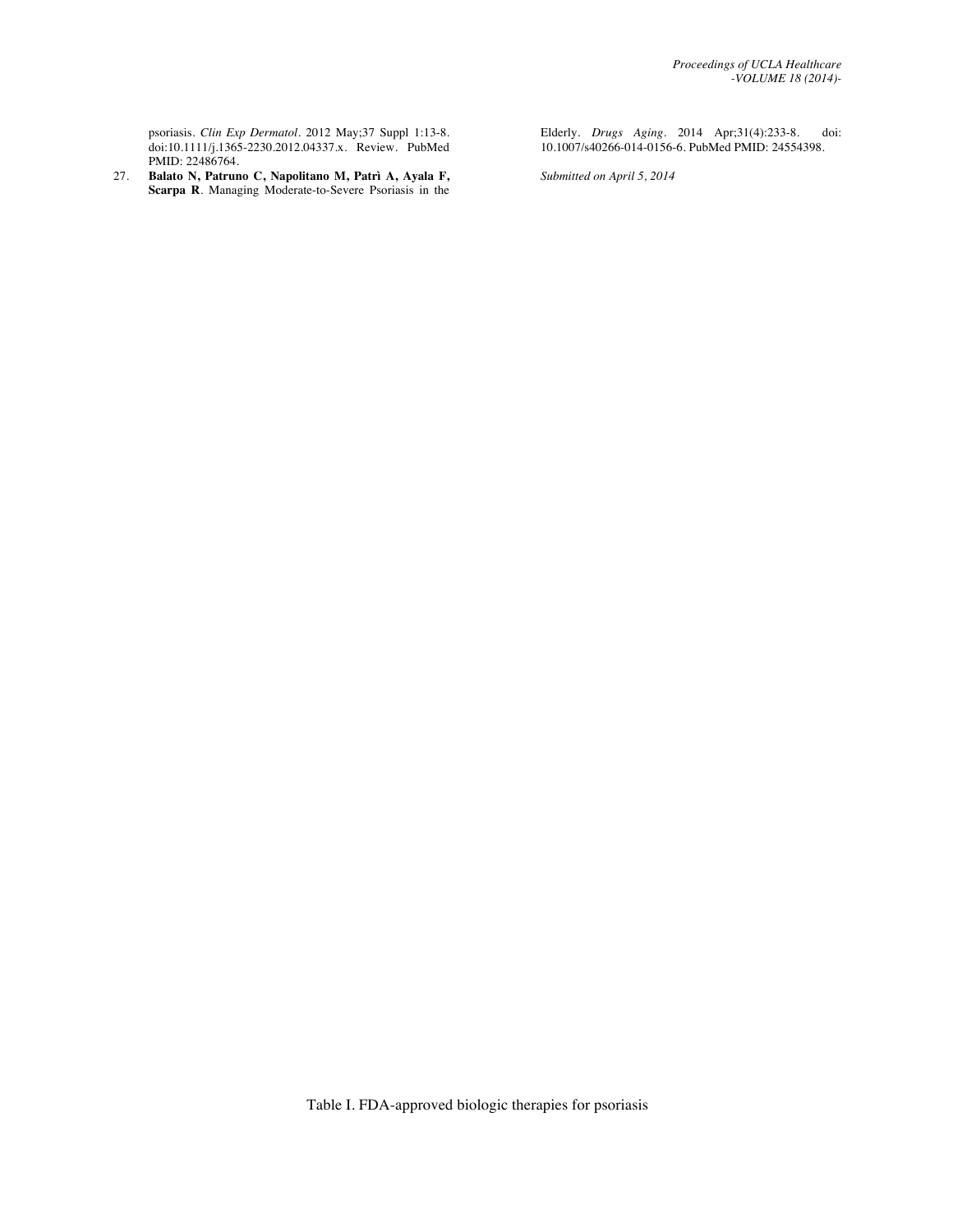psoriasis. *Clin Exp Dermatol*. 2012 May;37 Suppl 1:13-8. doi:10.1111/j.1365-2230.2012.04337.x. Review. PubMed PMID: 22486764.

27. **Balato N, Patruno C, Napolitano M, Patrì A, Ayala F, Scarpa R**. Managing Moderate-to-Severe Psoriasis in the Elderly. *Drugs Aging*. 2014 Apr;31(4):233-8. doi: 10.1007/s40266-014-0156-6. PubMed PMID: 24554398.

*Submitted on April 5, 2014*

Table I. FDA-approved biologic therapies for psoriasis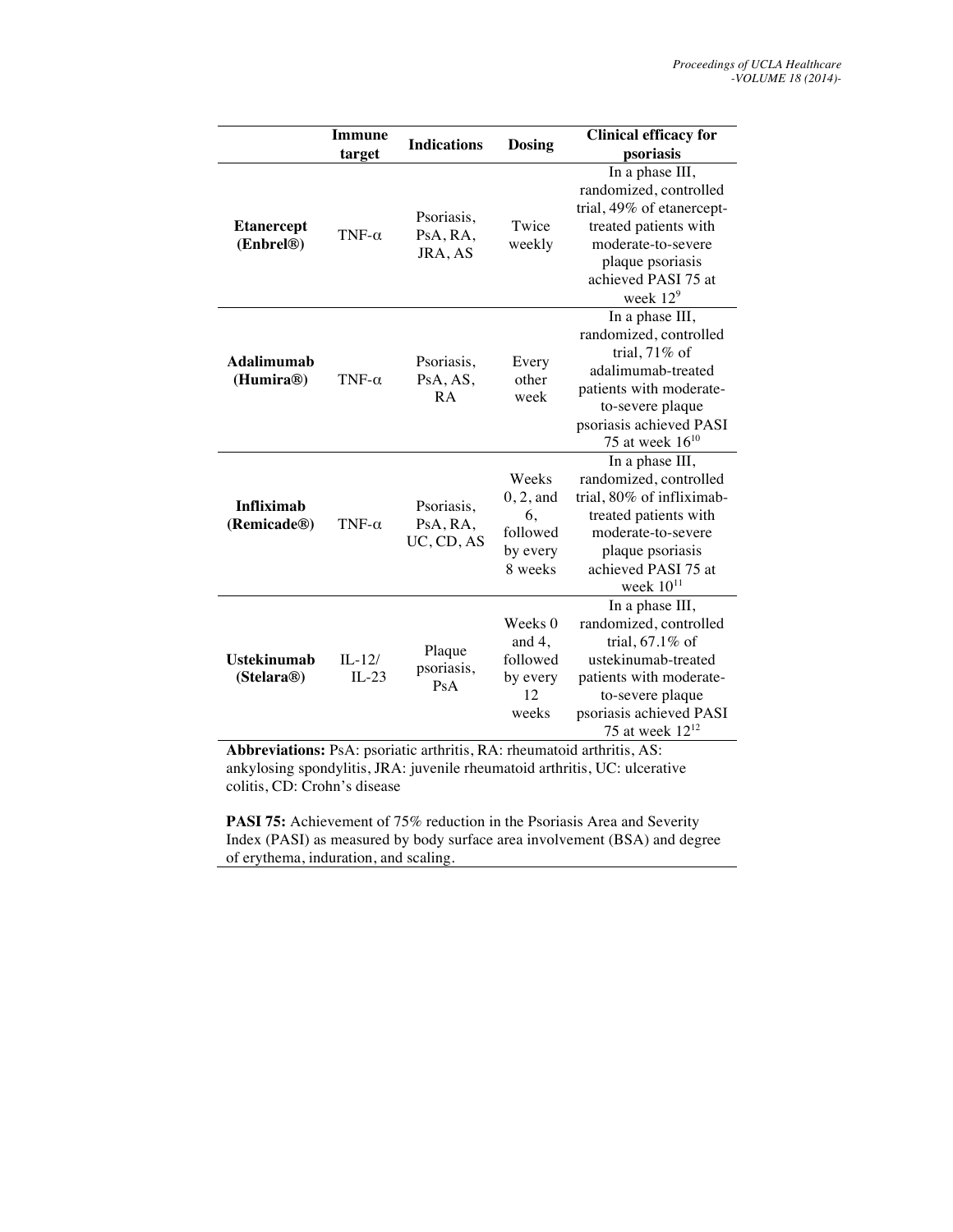| | Immune target | Indications | Dosing | Clinical efficacy for psoriasis |
|---|---|---|---|---|
| **Etanercept (Enbrel®)** | TNF-α | Psoriasis, PsA, RA, JRA, AS | Twice weekly | In a phase III, randomized, controlled trial, 49% of etanercept-treated patients with moderate-to-severe plaque psoriasis achieved PASI 75 at week 12[9] |
| **Adalimumab (Humira®)** | TNF-α | Psoriasis, PsA, AS, RA | Every other week | In a phase III, randomized, controlled trial, 71% of adalimumab-treated patients with moderate-to-severe plaque psoriasis achieved PASI 75 at week 16[10] |
| **Infliximab (Remicade®)** | TNF-α | Psoriasis, PsA, RA, UC, CD, AS | Weeks 0, 2, and 6, followed by every 8 weeks | In a phase III, randomized, controlled trial, 80% of infliximab-treated patients with moderate-to-severe plaque psoriasis achieved PASI 75 at week 10[11] |
| **Ustekinumab (Stelara®)** | IL-12/ IL-23 | Plaque psoriasis, PsA | Weeks 0 and 4, followed by every 12 weeks | In a phase III, randomized, controlled trial, 67.1% of ustekinumab-treated patients with moderate-to-severe plaque psoriasis achieved PASI 75 at week 12[12] |

**Abbreviations:** PsA: psoriatic arthritis, RA: rheumatoid arthritis, AS: ankylosing spondylitis, JRA: juvenile rheumatoid arthritis, UC: ulcerative colitis, CD: Crohn's disease

**PASI 75:** Achievement of 75% reduction in the Psoriasis Area and Severity Index (PASI) as measured by body surface area involvement (BSA) and degree of erythema, induration, and scaling.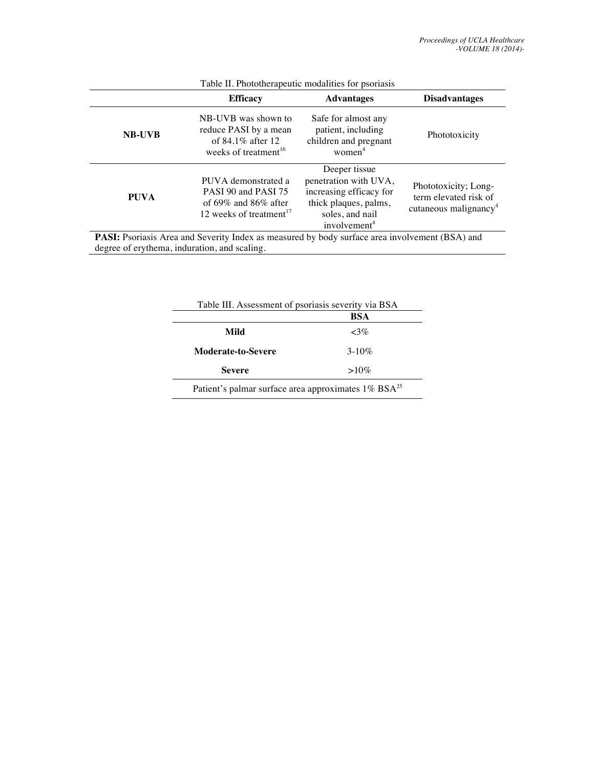Table II. Phototherapeutic modalities for psoriasis

| | Efficacy | Advantages | Disadvantages |
|---|---|---|---|
| **NB-UVB** | NB-UVB was shown to reduce PASI by a mean of 84.1% after 12 weeks of treatment[16] | Safe for almost any patient, including children and pregnant women[4] | Phototoxicity |
| **PUVA** | PUVA demonstrated a PASI 90 and PASI 75 of 69% and 86% after 12 weeks of treatment[17] | Deeper tissue penetration with UVA, increasing efficacy for thick plaques, palms, soles, and nail involvement[4] | Phototoxicity; Long-term elevated risk of cutaneous malignancy[4] |

**PASI:** Psoriasis Area and Severity Index as measured by body surface area involvement (BSA) and degree of erythema, induration, and scaling.

Table III. Assessment of psoriasis severity via BSA

| | BSA |
|---|---|
| **Mild** | <3% |
| **Moderate-to-Severe** | 3-10% |
| **Severe** | >10% |

Patient's palmar surface area approximates 1% BSA[25]